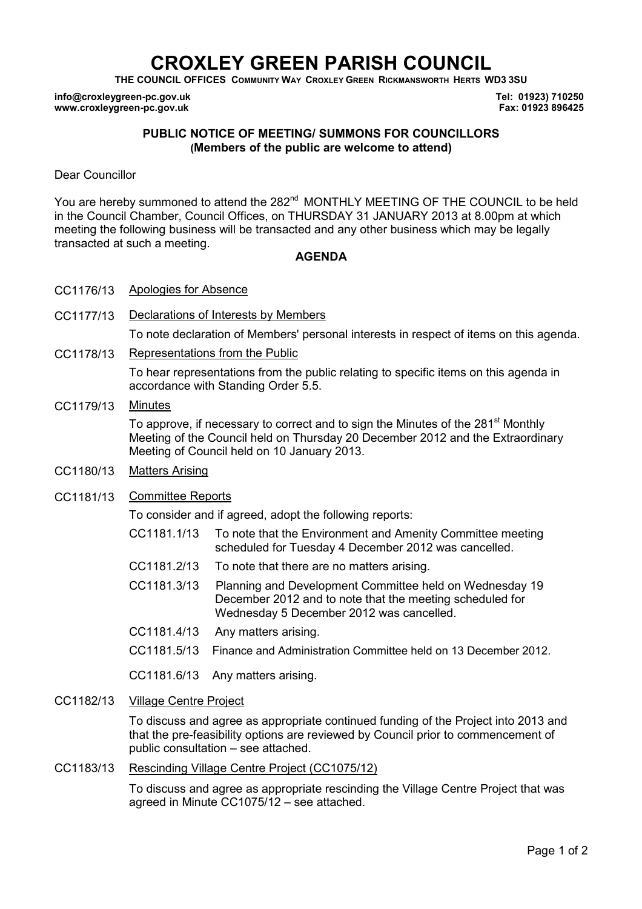# CROXLEY GREEN PARISH COUNCIL

**THE COUNCIL OFFICES COMMUNITY WAY CROXLEY GREEN RICKMANSWORTH HERTS WD3 3SU**

**info@croxleygreen-pc.gov.uk** **Tel: 01923) 710250**
**www.croxleygreen-pc.gov.uk** **Fax: 01923 896425**

## PUBLIC NOTICE OF MEETING/ SUMMONS FOR COUNCILLORS
**(Members of the public are welcome to attend)**

Dear Councillor

You are hereby summoned to attend the 282nd MONTHLY MEETING OF THE COUNCIL to be held in the Council Chamber, Council Offices, on THURSDAY 31 JANUARY 2013 at 8.00pm at which meeting the following business will be transacted and any other business which may be legally transacted at such a meeting.

## AGENDA

CC1176/13 Apologies for Absence

CC1177/13 Declarations of Interests by Members

To note declaration of Members' personal interests in respect of items on this agenda.

CC1178/13 Representations from the Public

To hear representations from the public relating to specific items on this agenda in accordance with Standing Order 5.5.

CC1179/13 Minutes

To approve, if necessary to correct and to sign the Minutes of the 281st Monthly Meeting of the Council held on Thursday 20 December 2012 and the Extraordinary Meeting of Council held on 10 January 2013.

CC1180/13 Matters Arising

CC1181/13 Committee Reports

To consider and if agreed, adopt the following reports:

- CC1181.1/13 To note that the Environment and Amenity Committee meeting scheduled for Tuesday 4 December 2012 was cancelled.
- CC1181.2/13 To note that there are no matters arising.
- CC1181.3/13 Planning and Development Committee held on Wednesday 19 December 2012 and to note that the meeting scheduled for Wednesday 5 December 2012 was cancelled.
- CC1181.4/13 Any matters arising.
- CC1181.5/13 Finance and Administration Committee held on 13 December 2012.
- CC1181.6/13 Any matters arising.

CC1182/13 Village Centre Project

To discuss and agree as appropriate continued funding of the Project into 2013 and that the pre-feasibility options are reviewed by Council prior to commencement of public consultation – see attached.

CC1183/13 Rescinding Village Centre Project (CC1075/12)

To discuss and agree as appropriate rescinding the Village Centre Project that was agreed in Minute CC1075/12 – see attached.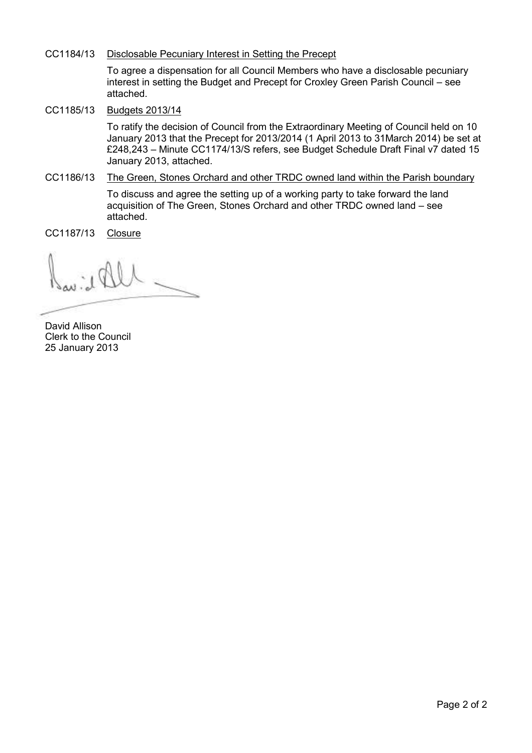CC1184/13 Disclosable Pecuniary Interest in Setting the Precept

To agree a dispensation for all Council Members who have a disclosable pecuniary interest in setting the Budget and Precept for Croxley Green Parish Council – see attached.

CC1185/13 Budgets 2013/14

To ratify the decision of Council from the Extraordinary Meeting of Council held on 10 January 2013 that the Precept for 2013/2014 (1 April 2013 to 31March 2014) be set at £248,243 – Minute CC1174/13/S refers, see Budget Schedule Draft Final v7 dated 15 January 2013, attached.

CC1186/13 The Green, Stones Orchard and other TRDC owned land within the Parish boundary

To discuss and agree the setting up of a working party to take forward the land acquisition of The Green, Stones Orchard and other TRDC owned land – see attached.

CC1187/13 Closure

David Allison
Clerk to the Council
25 January 2013